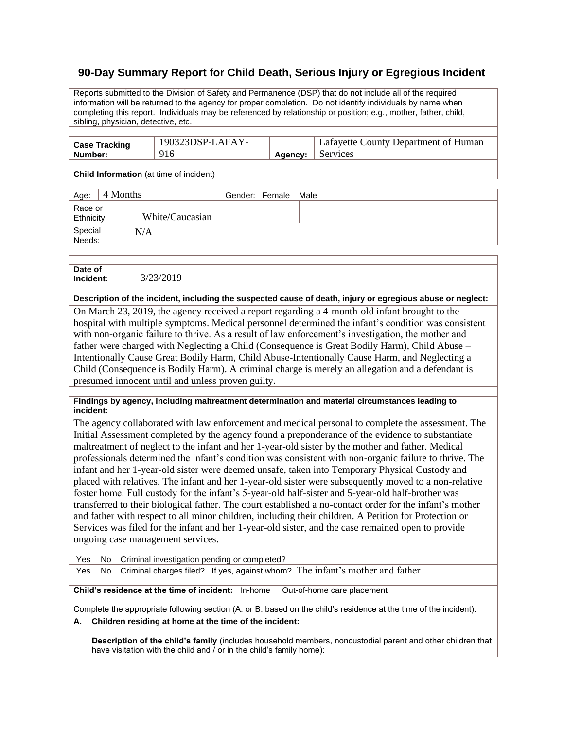# 90-Day Summary Report for Child Death, Serious Injury or Egregious Incident

Reports submitted to the Division of Safety and Permanence (DSP) that do not include all of the required information will be returned to the agency for proper completion. Do not identify individuals by name when completing this report. Individuals may be referenced by relationship or position; e.g., mother, father, child, sibling, physician, detective, etc.

| **Case Tracking Number:** | 190323DSP-LAFAY-916 | **Agency:** | Lafayette County Department of Human Services |
|---|---|---|---|

**Child Information** (at time of incident)

| Age: | 4 Months | Gender: Female Male |
|---|---|---|
| Race or Ethnicity: | White/Caucasian | |
| Special Needs: | N/A | |

| **Date of Incident:** | 3/23/2019 |
|---|---|

**Description of the incident, including the suspected cause of death, injury or egregious abuse or neglect:**

On March 23, 2019, the agency received a report regarding a 4-month-old infant brought to the hospital with multiple symptoms. Medical personnel determined the infant's condition was consistent with non-organic failure to thrive. As a result of law enforcement's investigation, the mother and father were charged with Neglecting a Child (Consequence is Great Bodily Harm), Child Abuse – Intentionally Cause Great Bodily Harm, Child Abuse-Intentionally Cause Harm, and Neglecting a Child (Consequence is Bodily Harm). A criminal charge is merely an allegation and a defendant is presumed innocent until and unless proven guilty.

**Findings by agency, including maltreatment determination and material circumstances leading to incident:**

The agency collaborated with law enforcement and medical personal to complete the assessment. The Initial Assessment completed by the agency found a preponderance of the evidence to substantiate maltreatment of neglect to the infant and her 1-year-old sister by the mother and father. Medical professionals determined the infant's condition was consistent with non-organic failure to thrive. The infant and her 1-year-old sister were deemed unsafe, taken into Temporary Physical Custody and placed with relatives. The infant and her 1-year-old sister were subsequently moved to a non-relative foster home. Full custody for the infant's 5-year-old half-sister and 5-year-old half-brother was transferred to their biological father. The court established a no-contact order for the infant's mother and father with respect to all minor children, including their children. A Petition for Protection or Services was filed for the infant and her 1-year-old sister, and the case remained open to provide ongoing case management services.

Yes No Criminal investigation pending or completed?

Yes No Criminal charges filed? If yes, against whom? The infant's mother and father

**Child's residence at the time of incident:** In-home Out-of-home care placement

Complete the appropriate following section (A. or B. based on the child's residence at the time of the incident).

**A. Children residing at home at the time of the incident:**

**Description of the child's family** (includes household members, noncustodial parent and other children that have visitation with the child and / or in the child's family home):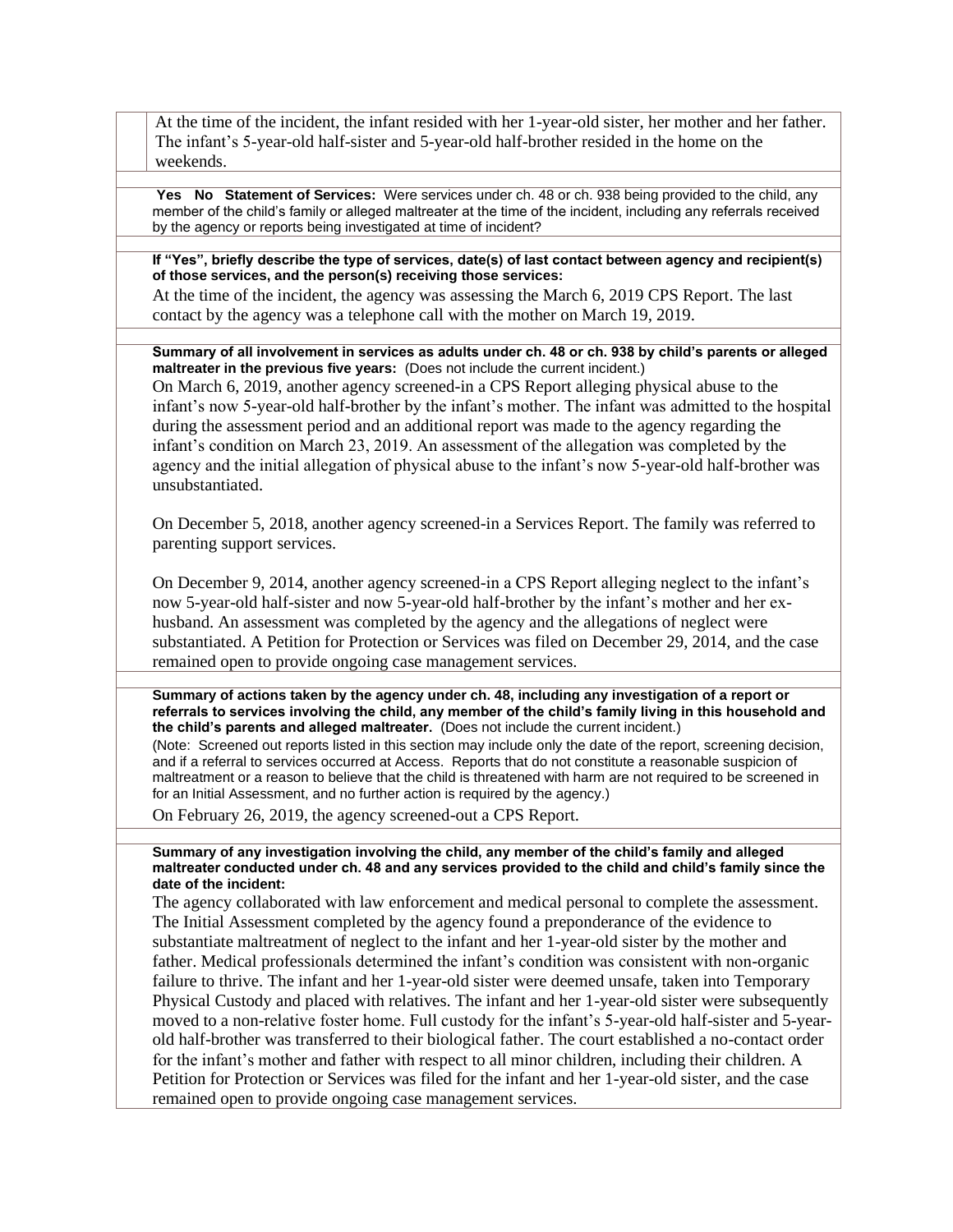At the time of the incident, the infant resided with her 1-year-old sister, her mother and her father. The infant's 5-year-old half-sister and 5-year-old half-brother resided in the home on the weekends.

**Yes No Statement of Services:** Were services under ch. 48 or ch. 938 being provided to the child, any member of the child's family or alleged maltreater at the time of the incident, including any referrals received by the agency or reports being investigated at time of incident?

**If "Yes", briefly describe the type of services, date(s) of last contact between agency and recipient(s) of those services, and the person(s) receiving those services:**

At the time of the incident, the agency was assessing the March 6, 2019 CPS Report. The last contact by the agency was a telephone call with the mother on March 19, 2019.

**Summary of all involvement in services as adults under ch. 48 or ch. 938 by child's parents or alleged maltreater in the previous five years:** (Does not include the current incident.)

On March 6, 2019, another agency screened-in a CPS Report alleging physical abuse to the infant's now 5-year-old half-brother by the infant's mother. The infant was admitted to the hospital during the assessment period and an additional report was made to the agency regarding the infant's condition on March 23, 2019. An assessment of the allegation was completed by the agency and the initial allegation of physical abuse to the infant's now 5-year-old half-brother was unsubstantiated.

On December 5, 2018, another agency screened-in a Services Report. The family was referred to parenting support services.

On December 9, 2014, another agency screened-in a CPS Report alleging neglect to the infant's now 5-year-old half-sister and now 5-year-old half-brother by the infant's mother and her ex-husband. An assessment was completed by the agency and the allegations of neglect were substantiated. A Petition for Protection or Services was filed on December 29, 2014, and the case remained open to provide ongoing case management services.

**Summary of actions taken by the agency under ch. 48, including any investigation of a report or referrals to services involving the child, any member of the child's family living in this household and the child's parents and alleged maltreater.** (Does not include the current incident.)

(Note: Screened out reports listed in this section may include only the date of the report, screening decision, and if a referral to services occurred at Access. Reports that do not constitute a reasonable suspicion of maltreatment or a reason to believe that the child is threatened with harm are not required to be screened in for an Initial Assessment, and no further action is required by the agency.)

On February 26, 2019, the agency screened-out a CPS Report.

**Summary of any investigation involving the child, any member of the child's family and alleged maltreater conducted under ch. 48 and any services provided to the child and child's family since the date of the incident:**

The agency collaborated with law enforcement and medical personal to complete the assessment. The Initial Assessment completed by the agency found a preponderance of the evidence to substantiate maltreatment of neglect to the infant and her 1-year-old sister by the mother and father. Medical professionals determined the infant's condition was consistent with non-organic failure to thrive. The infant and her 1-year-old sister were deemed unsafe, taken into Temporary Physical Custody and placed with relatives. The infant and her 1-year-old sister were subsequently moved to a non-relative foster home. Full custody for the infant's 5-year-old half-sister and 5-year-old half-brother was transferred to their biological father. The court established a no-contact order for the infant's mother and father with respect to all minor children, including their children. A Petition for Protection or Services was filed for the infant and her 1-year-old sister, and the case remained open to provide ongoing case management services.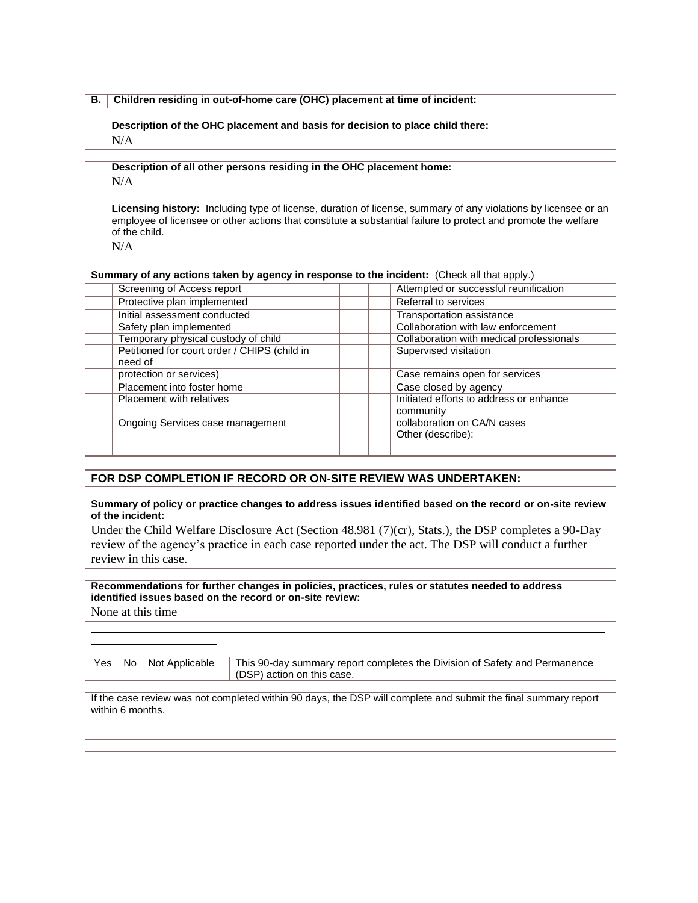**B. Children residing in out-of-home care (OHC) placement at time of incident:**

**Description of the OHC placement and basis for decision to place child there:**

N/A

**Description of all other persons residing in the OHC placement home:**

N/A

**Licensing history:** Including type of license, duration of license, summary of any violations by licensee or an employee of licensee or other actions that constitute a substantial failure to protect and promote the welfare of the child.

N/A

**Summary of any actions taken by agency in response to the incident:** (Check all that apply.)

| | | | | |
|---|---|---|---|---|
| | Screening of Access report | | | Attempted or successful reunification |
| | Protective plan implemented | | | Referral to services |
| | Initial assessment conducted | | | Transportation assistance |
| | Safety plan implemented | | | Collaboration with law enforcement |
| | Temporary physical custody of child | | | Collaboration with medical professionals |
| | Petitioned for court order / CHIPS (child in need of protection or services) | | | Supervised visitation |
| | | | | Case remains open for services |
| | Placement into foster home | | | Case closed by agency |
| | Placement with relatives | | | Initiated efforts to address or enhance community collaboration on CA/N cases |
| | Ongoing Services case management | | | Other (describe): |

## FOR DSP COMPLETION IF RECORD OR ON-SITE REVIEW WAS UNDERTAKEN:

**Summary of policy or practice changes to address issues identified based on the record or on-site review of the incident:**

Under the Child Welfare Disclosure Act (Section 48.981 (7)(cr), Stats.), the DSP completes a 90-Day review of the agency's practice in each case reported under the act. The DSP will conduct a further review in this case.

**Recommendations for further changes in policies, practices, rules or statutes needed to address identified issues based on the record or on-site review:**

None at this time

| | |
|---|---|
| Yes No Not Applicable | This 90-day summary report completes the Division of Safety and Permanence (DSP) action on this case. |

If the case review was not completed within 90 days, the DSP will complete and submit the final summary report within 6 months.